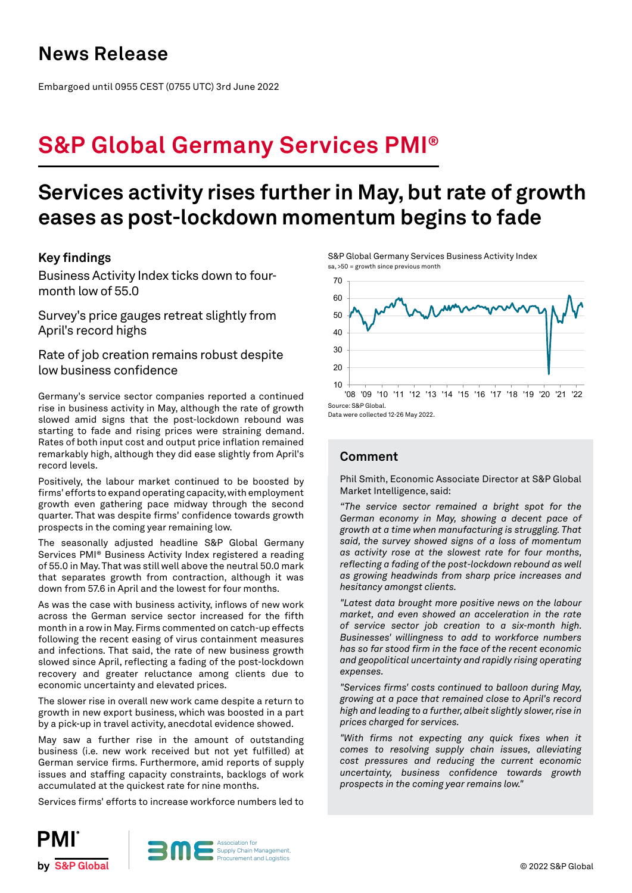# News Release

Embargoed until 0955 CEST (0755 UTC) 3rd June 2022

# S&P Global Germany Services PMI®

## Services activity rises further in May, but rate of growth eases as post-lockdown momentum begins to fade

### Key findings

Business Activity Index ticks down to four-month low of 55.0

Survey's price gauges retreat slightly from April's record highs

Rate of job creation remains robust despite low business confidence

Germany's service sector companies reported a continued rise in business activity in May, although the rate of growth slowed amid signs that the post-lockdown rebound was starting to fade and rising prices were straining demand. Rates of both input cost and output price inflation remained remarkably high, although they did ease slightly from April's record levels.

Positively, the labour market continued to be boosted by firms' efforts to expand operating capacity, with employment growth even gathering pace midway through the second quarter. That was despite firms' confidence towards growth prospects in the coming year remaining low.

The seasonally adjusted headline S&P Global Germany Services PMI® Business Activity Index registered a reading of 55.0 in May. That was still well above the neutral 50.0 mark that separates growth from contraction, although it was down from 57.6 in April and the lowest for four months.

As was the case with business activity, inflows of new work across the German service sector increased for the fifth month in a row in May. Firms commented on catch-up effects following the recent easing of virus containment measures and infections. That said, the rate of new business growth slowed since April, reflecting a fading of the post-lockdown recovery and greater reluctance among clients due to economic uncertainty and elevated prices.

The slower rise in overall new work came despite a return to growth in new export business, which was boosted in a part by a pick-up in travel activity, anecdotal evidence showed.

May saw a further rise in the amount of outstanding business (i.e. new work received but not yet fulfilled) at German service firms. Furthermore, amid reports of supply issues and staffing capacity constraints, backlogs of work accumulated at the quickest rate for nine months.

Services firms' efforts to increase workforce numbers led to

S&P Global Germany Services Business Activity Index
sa, >50 = growth since previous month

Source: S&P Global.
Data were collected 12-26 May 2022.

### Comment

Phil Smith, Economic Associate Director at S&P Global Market Intelligence, said:

*"The service sector remained a bright spot for the German economy in May, showing a decent pace of growth at a time when manufacturing is struggling. That said, the survey showed signs of a loss of momentum as activity rose at the slowest rate for four months, reflecting a fading of the post-lockdown rebound as well as growing headwinds from sharp price increases and hesitancy amongst clients.*

*"Latest data brought more positive news on the labour market, and even showed an acceleration in the rate of service sector job creation to a six-month high. Businesses' willingness to add to workforce numbers has so far stood firm in the face of the recent economic and geopolitical uncertainty and rapidly rising operating expenses.*

*"Services firms' costs continued to balloon during May, growing at a pace that remained close to April's record high and leading to a further, albeit slightly slower, rise in prices charged for services.*

*"With firms not expecting any quick fixes when it comes to resolving supply chain issues, alleviating cost pressures and reducing the current economic uncertainty, business confidence towards growth prospects in the coming year remains low."*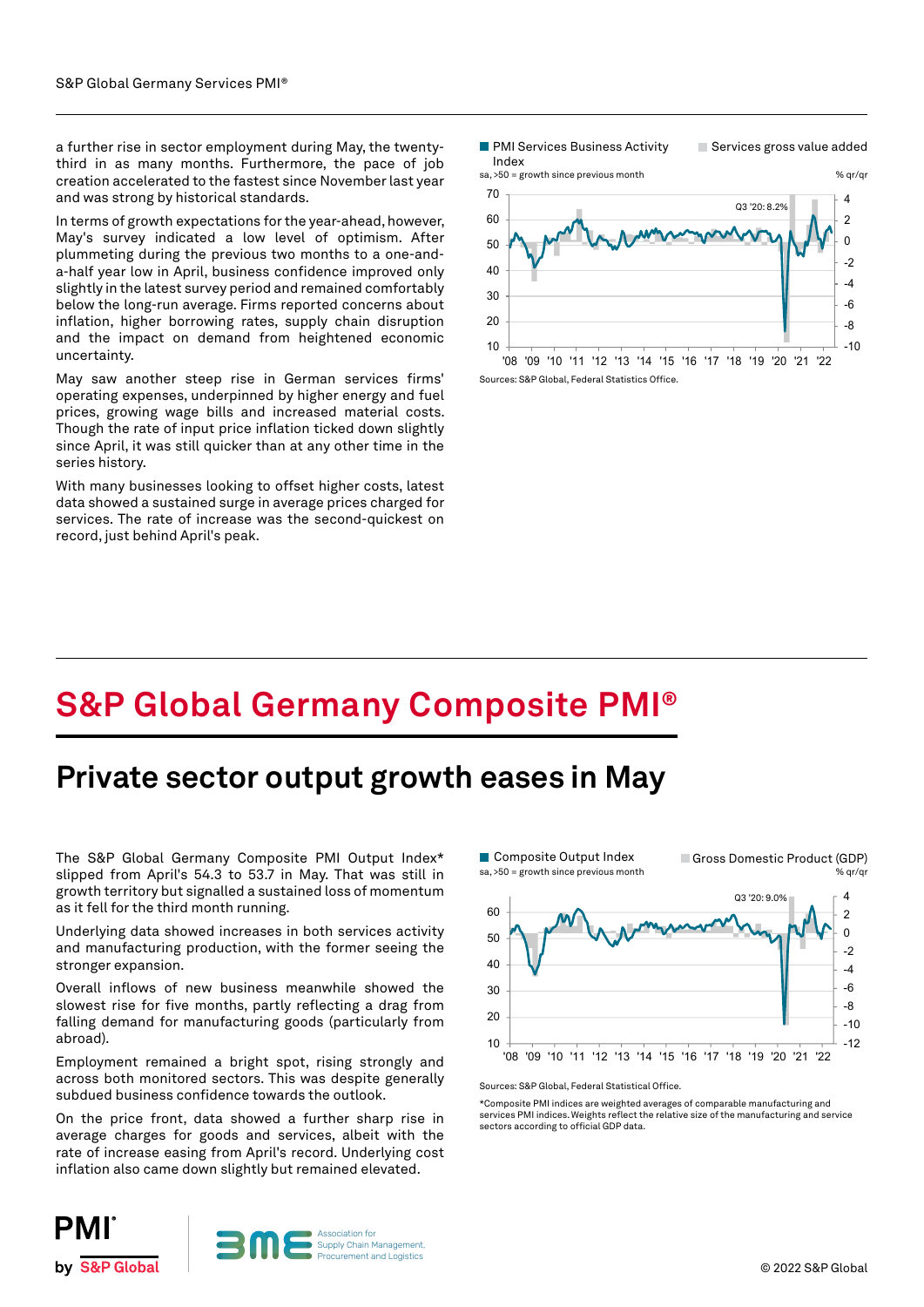a further rise in sector employment during May, the twenty-third in as many months. Furthermore, the pace of job creation accelerated to the fastest since November last year and was strong by historical standards.

In terms of growth expectations for the year-ahead, however, May's survey indicated a low level of optimism. After plummeting during the previous two months to a one-and-a-half year low in April, business confidence improved only slightly in the latest survey period and remained comfortably below the long-run average. Firms reported concerns about inflation, higher borrowing rates, supply chain disruption and the impact on demand from heightened economic uncertainty.

May saw another steep rise in German services firms' operating expenses, underpinned by higher energy and fuel prices, growing wage bills and increased material costs. Though the rate of input price inflation ticked down slightly since April, it was still quicker than at any other time in the series history.

With many businesses looking to offset higher costs, latest data showed a sustained surge in average prices charged for services. The rate of increase was the second-quickest on record, just behind April's peak.

PMI Services Business Activity Index (sa, >50 = growth since previous month) / Services gross value added (% qr/qr)

Sources: S&P Global, Federal Statistics Office.

# S&P Global Germany Composite PMI®

## Private sector output growth eases in May

The S&P Global Germany Composite PMI Output Index* slipped from April's 54.3 to 53.7 in May. That was still in growth territory but signalled a sustained loss of momentum as it fell for the third month running.

Underlying data showed increases in both services activity and manufacturing production, with the former seeing the stronger expansion.

Overall inflows of new business meanwhile showed the slowest rise for five months, partly reflecting a drag from falling demand for manufacturing goods (particularly from abroad).

Employment remained a bright spot, rising strongly and across both monitored sectors. This was despite generally subdued business confidence towards the outlook.

On the price front, data showed a further sharp rise in average charges for goods and services, albeit with the rate of increase easing from April's record. Underlying cost inflation also came down slightly but remained elevated.

Composite Output Index (sa, >50 = growth since previous month) / Gross Domestic Product (GDP) (% qr/qr)

Sources: S&P Global, Federal Statistical Office.

*Composite PMI indices are weighted averages of comparable manufacturing and services PMI indices. Weights reflect the relative size of the manufacturing and service sectors according to official GDP data.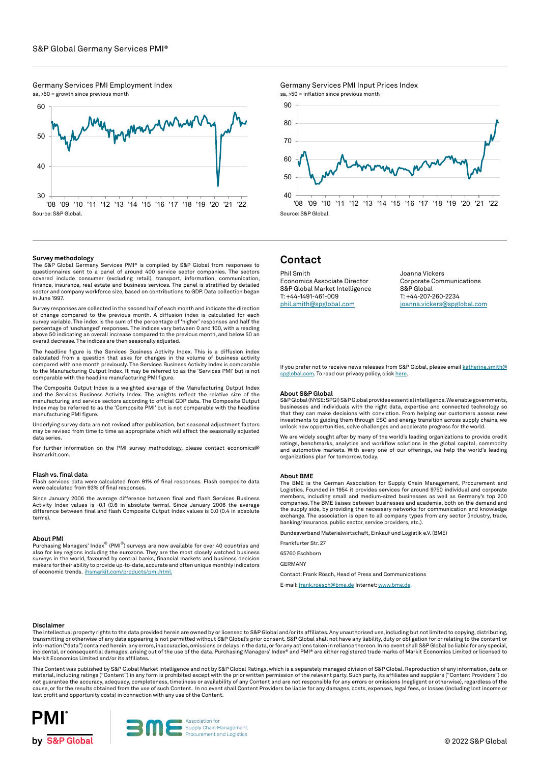## Germany Services PMI Employment Index

sa, >50 = growth since previous month

60
50
40
30
'08 '09 '10 '11 '12 '13 '14 '15 '16 '17 '18 '19 '20 '21 '22

Source: S&P Global.

## Germany Services PMI Input Prices Index

sa, >50 = inflation since previous month

90
80
70
60
50
40
'08 '09 '10 '11 '12 '13 '14 '15 '16 '17 '18 '19 '20 '21 '22

Source: S&P Global.

### Survey methodology

The S&P Global Germany Services PMI® is compiled by S&P Global from responses to questionnaires sent to a panel of around 400 service sector companies. The sectors covered include consumer (excluding retail), transport, information, communication, finance, insurance, real estate and business services. The panel is stratified by detailed sector and company workforce size, based on contributions to GDP. Data collection began in June 1997.

Survey responses are collected in the second half of each month and indicate the direction of change compared to the previous month. A diffusion index is calculated for each survey variable. The index is the sum of the percentage of 'higher' responses and half the percentage of 'unchanged' responses. The indices vary between 0 and 100, with a reading above 50 indicating an overall increase compared to the previous month, and below 50 an overall decrease. The indices are then seasonally adjusted.

The headline figure is the Services Business Activity Index. This is a diffusion index calculated from a question that asks for changes in the volume of business activity compared with one month previously. The Services Business Activity Index is comparable to the Manufacturing Output Index. It may be referred to as the 'Services PMI' but is not comparable with the headline manufacturing PMI figure.

The Composite Output Index is a weighted average of the Manufacturing Output Index and the Services Business Activity Index. The weights reflect the relative size of the manufacturing and service sectors according to official GDP data. The Composite Output Index may be referred to as the 'Composite PMI' but is not comparable with the headline manufacturing PMI figure.

Underlying survey data are not revised after publication, but seasonal adjustment factors may be revised from time to time as appropriate which will affect the seasonally adjusted data series.

For further information on the PMI survey methodology, please contact economics@ihsmarkit.com.

### Flash vs. final data

Flash services data were calculated from 91% of final responses. Flash composite data were calculated from 93% of final responses.

Since January 2006 the average difference between final and flash Services Business Activity Index values is -0.1 (0.6 in absolute terms). Since January 2006 the average difference between final and flash Composite Output Index values is 0.0 (0.4 in absolute terms).

### About PMI

Purchasing Managers' Index® (PMI®) surveys are now available for over 40 countries and also for key regions including the eurozone. They are the most closely watched business surveys in the world, favoured by central banks, financial markets and business decision makers for their ability to provide up-to-date, accurate and often unique monthly indicators of economic trends. ihsmarkit.com/products/pmi.html.

## Contact

Phil Smith
Economics Associate Director
S&P Global Market Intelligence
T: +44-1491-461-009
phil.smith@spglobal.com

Joanna Vickers
Corporate Communications
S&P Global
T: +44-207-260-2234
joanna.vickers@spglobal.com

If you prefer not to receive news releases from S&P Global, please email katherine.smith@spglobal.com. To read our privacy policy, click here.

### About S&P Global

S&P Global (NYSE: SPGI) S&P Global provides essential intelligence. We enable governments, businesses and individuals with the right data, expertise and connected technology so that they can make decisions with conviction. From helping our customers assess new investments to guiding them through ESG and energy transition across supply chains, we unlock new opportunities, solve challenges and accelerate progress for the world.

We are widely sought after by many of the world's leading organizations to provide credit ratings, benchmarks, analytics and workflow solutions in the global capital, commodity and automotive markets. With every one of our offerings, we help the world's leading organizations plan for tomorrow, today.

### About BME

The BME is the German Association for Supply Chain Management, Procurement and Logistics. Founded in 1954 it provides services for around 9750 individual and corporate members, including small and medium-sized businesses as well as Germany's top 200 companies. The BME liaises between businesses and academia, both on the demand and the supply side, by providing the necessary networks for communication and knowledge exchange. The association is open to all company types from any sector (industry, trade, banking/insurance, public sector, service providers, etc.).

Bundesverband Materialwirtschaft, Einkauf und Logistik e.V. (BME)

Frankfurter Str. 27

65760 Eschborn

GERMANY

Contact: Frank Rösch, Head of Press and Communications

E-mail: frank.roesch@bme.de Internet: www.bme.de.

### Disclaimer

The intellectual property rights to the data provided herein are owned by or licensed to S&P Global and/or its affiliates. Any unauthorised use, including but not limited to copying, distributing, transmitting or otherwise of any data appearing is not permitted without S&P Global's prior consent. S&P Global shall not have any liability, duty or obligation for or relating to the content or information ("data") contained herein, any errors, inaccuracies, omissions or delays in the data, or for any actions taken in reliance thereon. In no event shall S&P Global be liable for any special, incidental, or consequential damages, arising out of the use of the data. Purchasing Managers' Index® and PMI® are either registered trade marks of Markit Economics Limited or licensed to Markit Economics Limited and/or its affiliates.

This Content was published by S&P Global Market Intelligence and not by S&P Global Ratings, which is a separately managed division of S&P Global. Reproduction of any information, data or material, including ratings ("Content") in any form is prohibited except with the prior written permission of the relevant party. Such party, its affiliates and suppliers ("Content Providers") do not guarantee the accuracy, adequacy, completeness, timeliness or availability of any Content and are not responsible for any errors or omissions (negligent or otherwise), regardless of the cause, or for the results obtained from the use of such Content. In no event shall Content Providers be liable for any damages, costs, expenses, legal fees, or losses (including lost income or lost profit and opportunity costs) in connection with any use of the Content.

PMI by S&P Global

BME Association for Supply Chain Management, Procurement and Logistics

© 2022 S&P Global